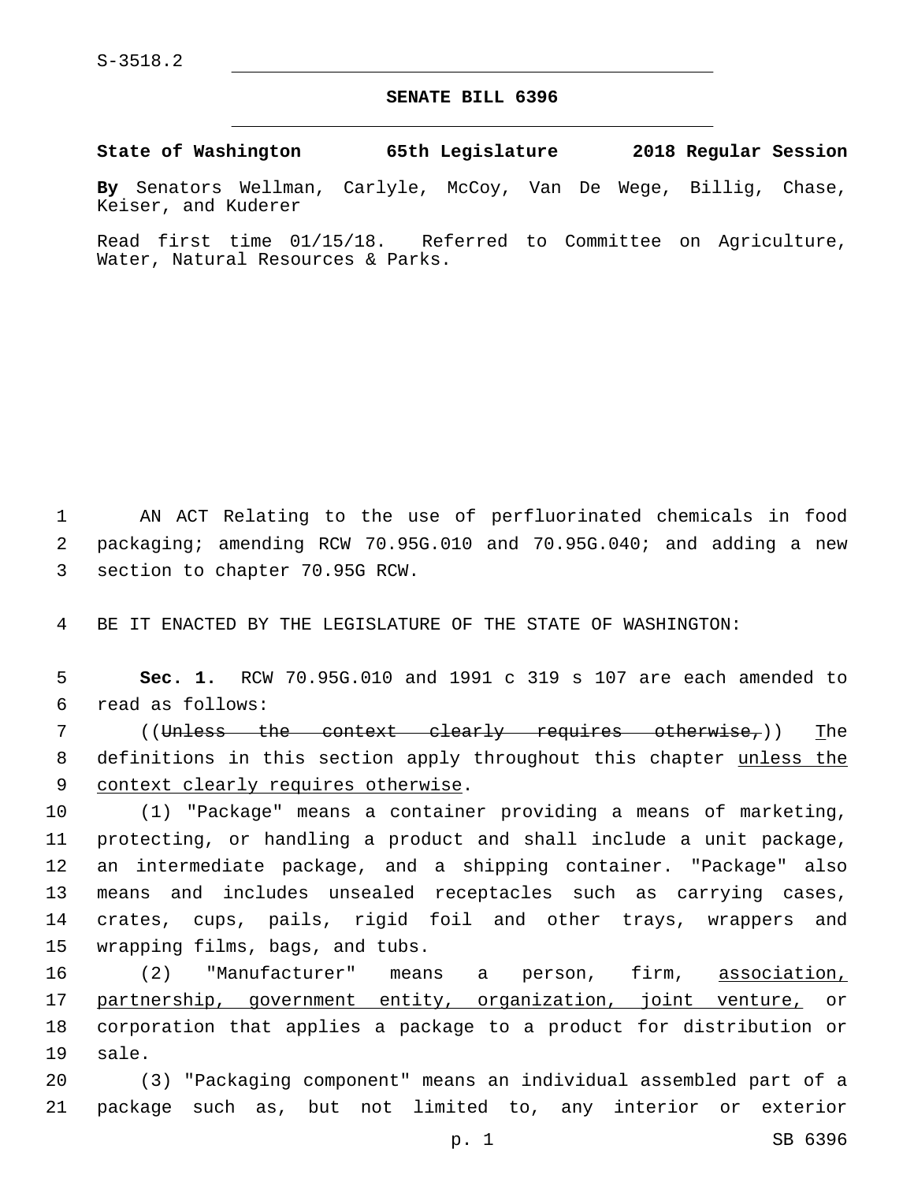S-3518.2

# SENATE BILL 6396

**State of Washington 65th Legislature 2018 Regular Session**

**By** Senators Wellman, Carlyle, McCoy, Van De Wege, Billig, Chase, Keiser, and Kuderer

Read first time 01/15/18. Referred to Committee on Agriculture, Water, Natural Resources & Parks.

AN ACT Relating to the use of perfluorinated chemicals in food packaging; amending RCW 70.95G.010 and 70.95G.040; and adding a new section to chapter 70.95G RCW.

BE IT ENACTED BY THE LEGISLATURE OF THE STATE OF WASHINGTON:

**Sec. 1.** RCW 70.95G.010 and 1991 c 319 s 107 are each amended to read as follows:

((~~Unless the context clearly requires otherwise,~~)) <u>T</u>he definitions in this section apply throughout this chapter <u>unless the context clearly requires otherwise</u>.

(1) "Package" means a container providing a means of marketing, protecting, or handling a product and shall include a unit package, an intermediate package, and a shipping container. "Package" also means and includes unsealed receptacles such as carrying cases, crates, cups, pails, rigid foil and other trays, wrappers and wrapping films, bags, and tubs.

(2) "Manufacturer" means a person, firm, <u>association, partnership, government entity, organization, joint venture,</u> or corporation that applies a package to a product for distribution or sale.

(3) "Packaging component" means an individual assembled part of a package such as, but not limited to, any interior or exterior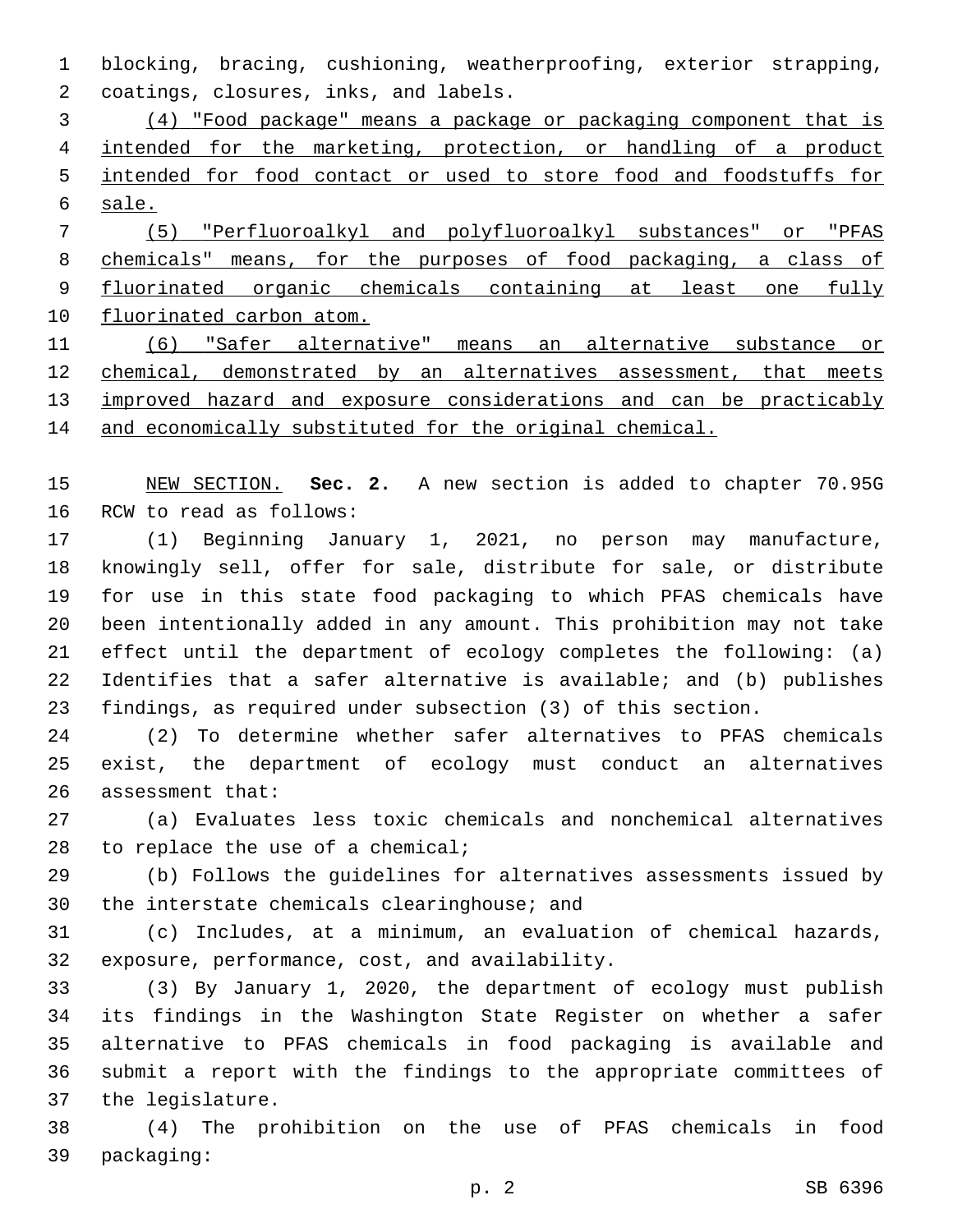blocking, bracing, cushioning, weatherproofing, exterior strapping, coatings, closures, inks, and labels.

<u>(4) "Food package" means a package or packaging component that is intended for the marketing, protection, or handling of a product intended for food contact or used to store food and foodstuffs for sale.</u>

<u>(5) "Perfluoroalkyl and polyfluoroalkyl substances" or "PFAS chemicals" means, for the purposes of food packaging, a class of fluorinated organic chemicals containing at least one fully fluorinated carbon atom.</u>

<u>(6) "Safer alternative" means an alternative substance or chemical, demonstrated by an alternatives assessment, that meets improved hazard and exposure considerations and can be practicably and economically substituted for the original chemical.</u>

<u>NEW SECTION.</u> **Sec. 2.** A new section is added to chapter 70.95G RCW to read as follows:

(1) Beginning January 1, 2021, no person may manufacture, knowingly sell, offer for sale, distribute for sale, or distribute for use in this state food packaging to which PFAS chemicals have been intentionally added in any amount. This prohibition may not take effect until the department of ecology completes the following: (a) Identifies that a safer alternative is available; and (b) publishes findings, as required under subsection (3) of this section.

(2) To determine whether safer alternatives to PFAS chemicals exist, the department of ecology must conduct an alternatives assessment that:

(a) Evaluates less toxic chemicals and nonchemical alternatives to replace the use of a chemical;

(b) Follows the guidelines for alternatives assessments issued by the interstate chemicals clearinghouse; and

(c) Includes, at a minimum, an evaluation of chemical hazards, exposure, performance, cost, and availability.

(3) By January 1, 2020, the department of ecology must publish its findings in the Washington State Register on whether a safer alternative to PFAS chemicals in food packaging is available and submit a report with the findings to the appropriate committees of the legislature.

(4) The prohibition on the use of PFAS chemicals in food packaging: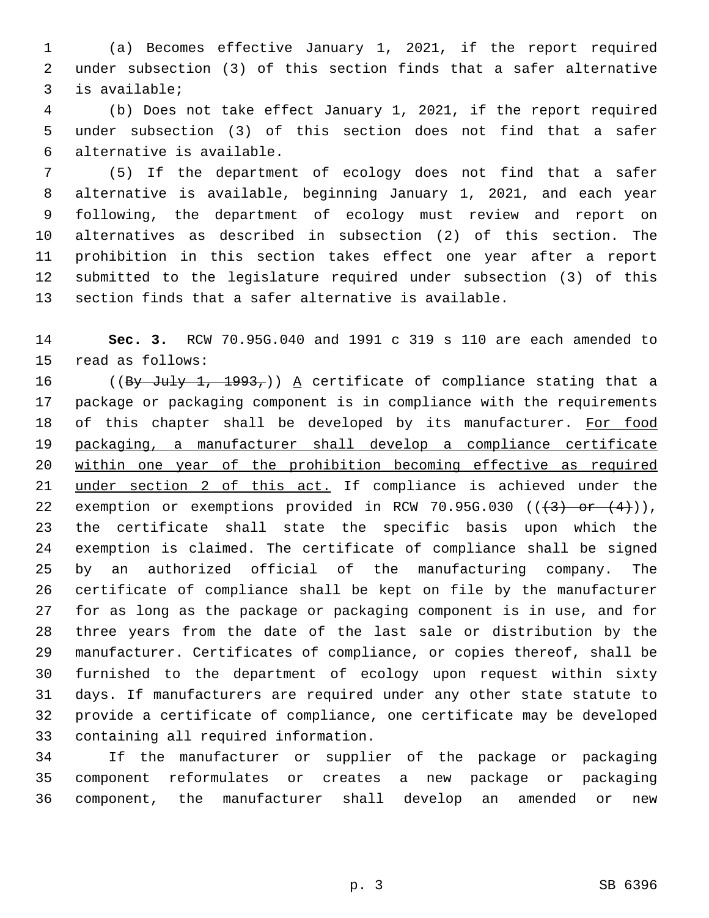(a) Becomes effective January 1, 2021, if the report required under subsection (3) of this section finds that a safer alternative is available;

(b) Does not take effect January 1, 2021, if the report required under subsection (3) of this section does not find that a safer alternative is available.

(5) If the department of ecology does not find that a safer alternative is available, beginning January 1, 2021, and each year following, the department of ecology must review and report on alternatives as described in subsection (2) of this section. The prohibition in this section takes effect one year after a report submitted to the legislature required under subsection (3) of this section finds that a safer alternative is available.

**Sec. 3.** RCW 70.95G.040 and 1991 c 319 s 110 are each amended to read as follows:

((~~By July 1, 1993,~~)) A certificate of compliance stating that a package or packaging component is in compliance with the requirements of this chapter shall be developed by its manufacturer. For food packaging, a manufacturer shall develop a compliance certificate within one year of the prohibition becoming effective as required under section 2 of this act. If compliance is achieved under the exemption or exemptions provided in RCW 70.95G.030 ((~~(3) or (4)~~)), the certificate shall state the specific basis upon which the exemption is claimed. The certificate of compliance shall be signed by an authorized official of the manufacturing company. The certificate of compliance shall be kept on file by the manufacturer for as long as the package or packaging component is in use, and for three years from the date of the last sale or distribution by the manufacturer. Certificates of compliance, or copies thereof, shall be furnished to the department of ecology upon request within sixty days. If manufacturers are required under any other state statute to provide a certificate of compliance, one certificate may be developed containing all required information.

If the manufacturer or supplier of the package or packaging component reformulates or creates a new package or packaging component, the manufacturer shall develop an amended or new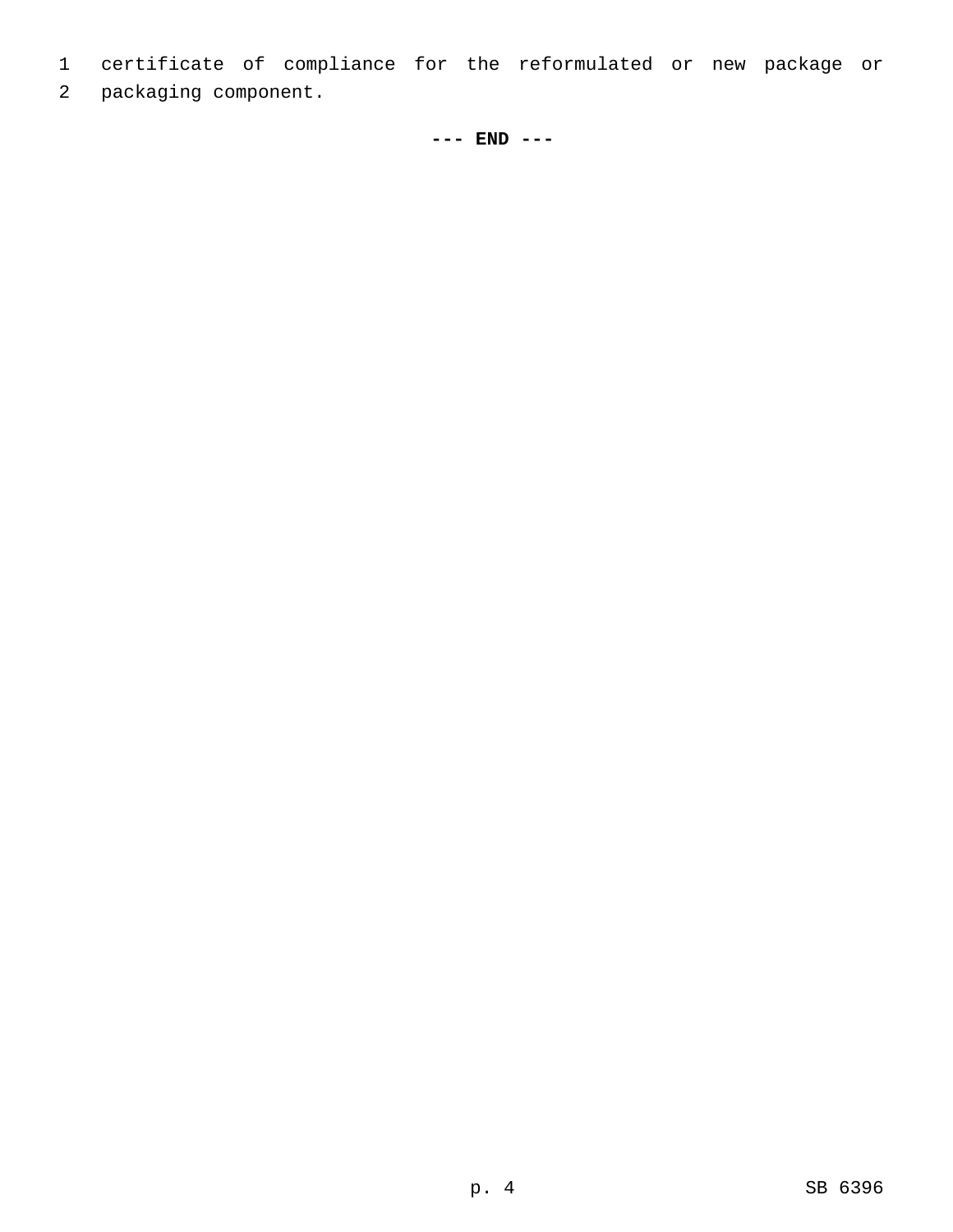certificate of compliance for the reformulated or new package or packaging component.

**--- END ---**